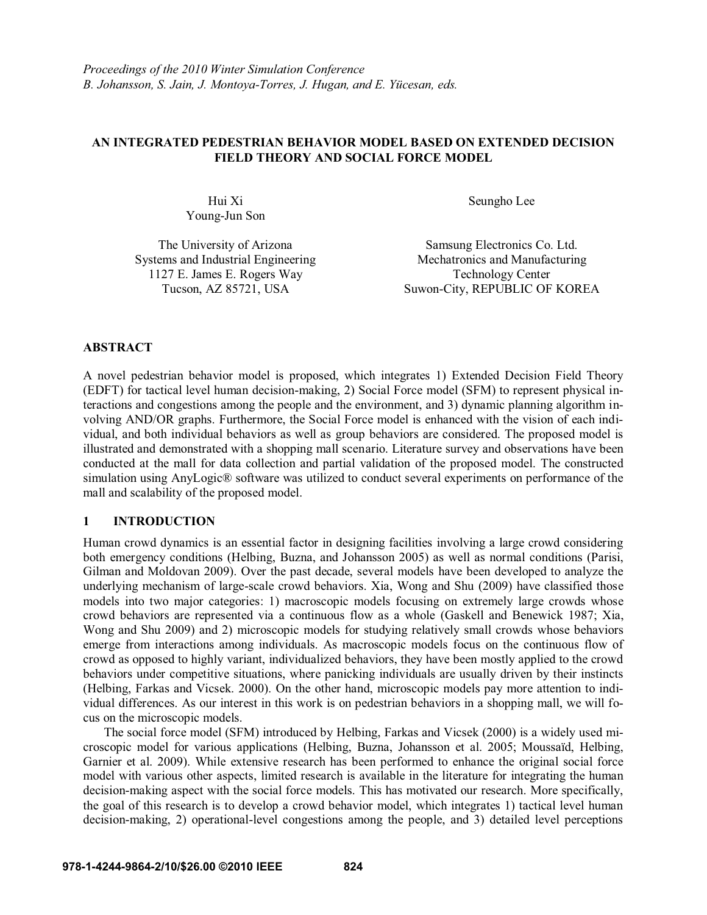*Proceedings of the 2010 Winter Simulation Conference*
*B. Johansson, S. Jain, J. Montoya-Torres, J. Hugan, and E. Yücesan, eds.*

# AN INTEGRATED PEDESTRIAN BEHAVIOR MODEL BASED ON EXTENDED DECISION FIELD THEORY AND SOCIAL FORCE MODEL

Hui Xi
Young-Jun Son

The University of Arizona
Systems and Industrial Engineering
1127 E. James E. Rogers Way
Tucson, AZ 85721, USA

Seungho Lee

Samsung Electronics Co. Ltd.
Mechatronics and Manufacturing
Technology Center
Suwon-City, REPUBLIC OF KOREA

## ABSTRACT

A novel pedestrian behavior model is proposed, which integrates 1) Extended Decision Field Theory (EDFT) for tactical level human decision-making, 2) Social Force model (SFM) to represent physical interactions and congestions among the people and the environment, and 3) dynamic planning algorithm involving AND/OR graphs. Furthermore, the Social Force model is enhanced with the vision of each individual, and both individual behaviors as well as group behaviors are considered. The proposed model is illustrated and demonstrated with a shopping mall scenario. Literature survey and observations have been conducted at the mall for data collection and partial validation of the proposed model. The constructed simulation using AnyLogic® software was utilized to conduct several experiments on performance of the mall and scalability of the proposed model.

## 1 INTRODUCTION

Human crowd dynamics is an essential factor in designing facilities involving a large crowd considering both emergency conditions (Helbing, Buzna, and Johansson 2005) as well as normal conditions (Parisi, Gilman and Moldovan 2009). Over the past decade, several models have been developed to analyze the underlying mechanism of large-scale crowd behaviors. Xia, Wong and Shu (2009) have classified those models into two major categories: 1) macroscopic models focusing on extremely large crowds whose crowd behaviors are represented via a continuous flow as a whole (Gaskell and Benewick 1987; Xia, Wong and Shu 2009) and 2) microscopic models for studying relatively small crowds whose behaviors emerge from interactions among individuals. As macroscopic models focus on the continuous flow of crowd as opposed to highly variant, individualized behaviors, they have been mostly applied to the crowd behaviors under competitive situations, where panicking individuals are usually driven by their instincts (Helbing, Farkas and Vicsek. 2000). On the other hand, microscopic models pay more attention to individual differences. As our interest in this work is on pedestrian behaviors in a shopping mall, we will focus on the microscopic models.

The social force model (SFM) introduced by Helbing, Farkas and Vicsek (2000) is a widely used microscopic model for various applications (Helbing, Buzna, Johansson et al. 2005; Moussaïd, Helbing, Garnier et al. 2009). While extensive research has been performed to enhance the original social force model with various other aspects, limited research is available in the literature for integrating the human decision-making aspect with the social force models. This has motivated our research. More specifically, the goal of this research is to develop a crowd behavior model, which integrates 1) tactical level human decision-making, 2) operational-level congestions among the people, and 3) detailed level perceptions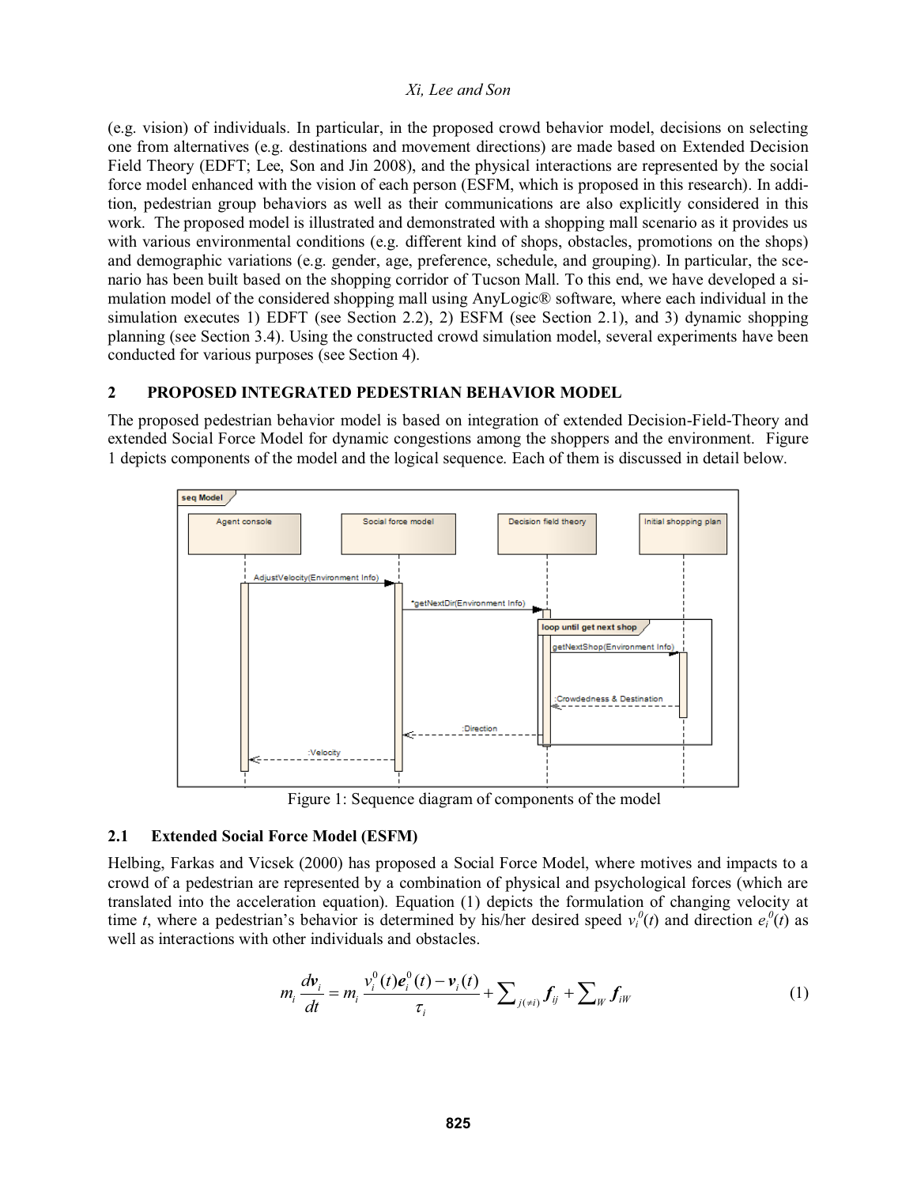(e.g. vision) of individuals. In particular, in the proposed crowd behavior model, decisions on selecting one from alternatives (e.g. destinations and movement directions) are made based on Extended Decision Field Theory (EDFT; Lee, Son and Jin 2008), and the physical interactions are represented by the social force model enhanced with the vision of each person (ESFM, which is proposed in this research). In addition, pedestrian group behaviors as well as their communications are also explicitly considered in this work. The proposed model is illustrated and demonstrated with a shopping mall scenario as it provides us with various environmental conditions (e.g. different kind of shops, obstacles, promotions on the shops) and demographic variations (e.g. gender, age, preference, schedule, and grouping). In particular, the scenario has been built based on the shopping corridor of Tucson Mall. To this end, we have developed a simulation model of the considered shopping mall using AnyLogic® software, where each individual in the simulation executes 1) EDFT (see Section 2.2), 2) ESFM (see Section 2.1), and 3) dynamic shopping planning (see Section 3.4). Using the constructed crowd simulation model, several experiments have been conducted for various purposes (see Section 4).

## 2 PROPOSED INTEGRATED PEDESTRIAN BEHAVIOR MODEL

The proposed pedestrian behavior model is based on integration of extended Decision-Field-Theory and extended Social Force Model for dynamic congestions among the shoppers and the environment. Figure 1 depicts components of the model and the logical sequence. Each of them is discussed in detail below.

Figure 1: Sequence diagram of components of the model

### 2.1 Extended Social Force Model (ESFM)

Helbing, Farkas and Vicsek (2000) has proposed a Social Force Model, where motives and impacts to a crowd of a pedestrian are represented by a combination of physical and psychological forces (which are translated into the acceleration equation). Equation (1) depicts the formulation of changing velocity at time $t$, where a pedestrian's behavior is determined by his/her desired speed $v_i^0(t)$ and direction $e_i^0(t)$ as well as interactions with other individuals and obstacles.

$$m_i \frac{d\boldsymbol{v}_i}{dt} = m_i \frac{v_i^0(t)\boldsymbol{e}_i^0(t) - \boldsymbol{v}_i(t)}{\tau_i} + \sum_{j(\neq i)} \boldsymbol{f}_{ij} + \sum_W \boldsymbol{f}_{iW} \tag{1}$$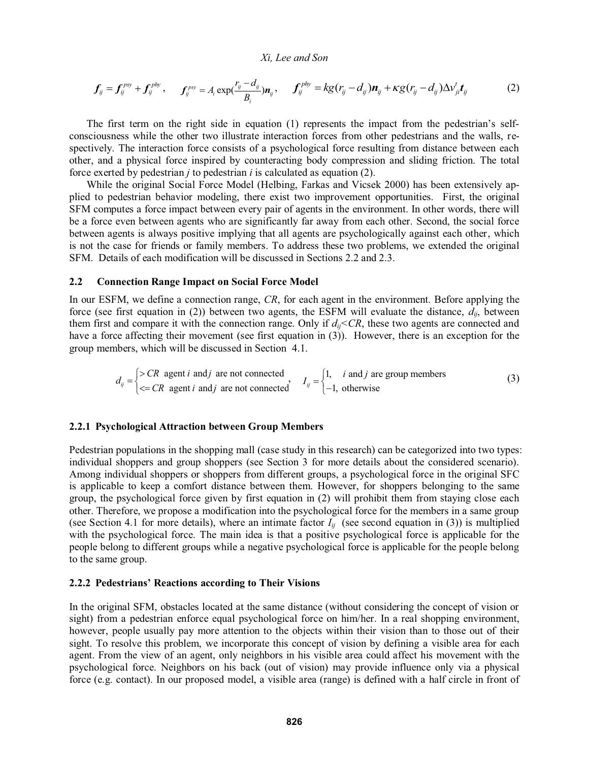$$\boldsymbol{f}_{ij} = \boldsymbol{f}_{ij}^{psy} + \boldsymbol{f}_{ij}^{phy}, \quad \boldsymbol{f}_{ij}^{psy} = A_i \exp(\frac{r_{ij} - d_{ij}}{B_i})\boldsymbol{n}_{ij}, \quad \boldsymbol{f}_{ij}^{phy} = kg(r_{ij} - d_{ij})\boldsymbol{n}_{ij} + \kappa g(r_{ij} - d_{ij})\Delta v_{ji}^{t}\boldsymbol{t}_{ij} \tag{2}$$

The first term on the right side in equation (1) represents the impact from the pedestrian's self-consciousness while the other two illustrate interaction forces from other pedestrians and the walls, respectively. The interaction force consists of a psychological force resulting from distance between each other, and a physical force inspired by counteracting body compression and sliding friction. The total force exerted by pedestrian *j* to pedestrian *i* is calculated as equation (2).

While the original Social Force Model (Helbing, Farkas and Vicsek 2000) has been extensively applied to pedestrian behavior modeling, there exist two improvement opportunities. First, the original SFM computes a force impact between every pair of agents in the environment. In other words, there will be a force even between agents who are significantly far away from each other. Second, the social force between agents is always positive implying that all agents are psychologically against each other, which is not the case for friends or family members. To address these two problems, we extended the original SFM. Details of each modification will be discussed in Sections 2.2 and 2.3.

### 2.2 Connection Range Impact on Social Force Model

In our ESFM, we define a connection range, *CR*, for each agent in the environment. Before applying the force (see first equation in (2)) between two agents, the ESFM will evaluate the distance, $d_{ij}$, between them first and compare it with the connection range. Only if $d_{ij}<CR$, these two agents are connected and have a force affecting their movement (see first equation in (3)). However, there is an exception for the group members, which will be discussed in Section 4.1.

$$d_{ij} = \begin{cases} > CR & \text{agent } i \text{ and } j \text{ are not connected} \\ <= CR & \text{agent } i \text{ and } j \text{ are not connected} \end{cases}, \quad I_{ij} = \begin{cases} 1, & i \text{ and } j \text{ are group members} \\ -1, & \text{otherwise} \end{cases} \tag{3}$$

#### 2.2.1 Psychological Attraction between Group Members

Pedestrian populations in the shopping mall (case study in this research) can be categorized into two types: individual shoppers and group shoppers (see Section 3 for more details about the considered scenario). Among individual shoppers or shoppers from different groups, a psychological force in the original SFC is applicable to keep a comfort distance between them. However, for shoppers belonging to the same group, the psychological force given by first equation in (2) will prohibit them from staying close each other. Therefore, we propose a modification into the psychological force for the members in a same group (see Section 4.1 for more details), where an intimate factor $I_{ij}$ (see second equation in (3)) is multiplied with the psychological force. The main idea is that a positive psychological force is applicable for the people belong to different groups while a negative psychological force is applicable for the people belong to the same group.

#### 2.2.2 Pedestrians' Reactions according to Their Visions

In the original SFM, obstacles located at the same distance (without considering the concept of vision or sight) from a pedestrian enforce equal psychological force on him/her. In a real shopping environment, however, people usually pay more attention to the objects within their vision than to those out of their sight. To resolve this problem, we incorporate this concept of vision by defining a visible area for each agent. From the view of an agent, only neighbors in his visible area could affect his movement with the psychological force. Neighbors on his back (out of vision) may provide influence only via a physical force (e.g. contact). In our proposed model, a visible area (range) is defined with a half circle in front of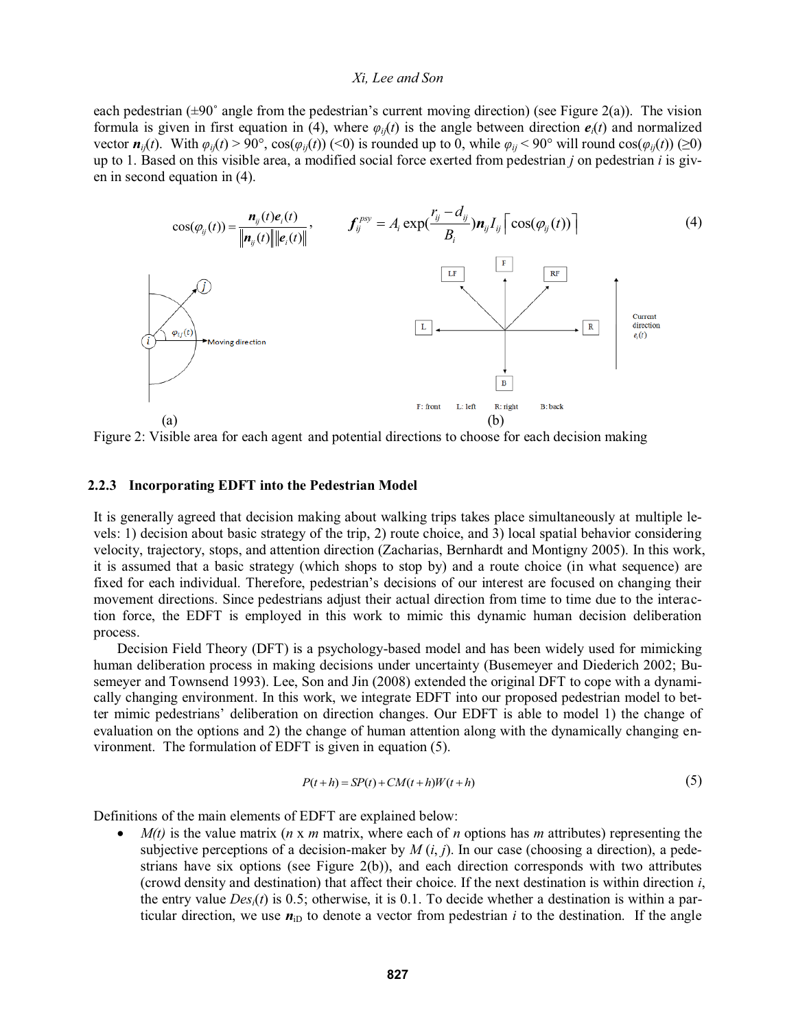each pedestrian (±90˚ angle from the pedestrian's current moving direction) (see Figure 2(a)). The vision formula is given in first equation in (4), where $\varphi_{ij}(t)$ is the angle between direction $\boldsymbol{e}_i(t)$ and normalized vector $\boldsymbol{n}_{ij}(t)$. With $\varphi_{ij}(t) > 90°$, $\cos(\varphi_{ij}(t))$ (<0) is rounded up to 0, while $\varphi_{ij} < 90°$ will round $\cos(\varphi_{ij}(t))$ (≥0) up to 1. Based on this visible area, a modified social force exerted from pedestrian $j$ on pedestrian $i$ is given in second equation in (4).

$$\cos(\varphi_{ij}(t)) = \frac{\boldsymbol{n}_{ij}(t)\boldsymbol{e}_i(t)}{\left\|\boldsymbol{n}_{ij}(t)\right\|\left\|\boldsymbol{e}_i(t)\right\|}, \qquad \boldsymbol{f}_{ij}^{psy} = A_i \exp\left(\frac{r_{ij} - d_{ij}}{B_i}\right)\boldsymbol{n}_{ij} I_{ij} \left\lceil \cos(\varphi_{ij}(t)) \right\rceil \tag{4}$$

(a) (b)

Figure 2: Visible area for each agent and potential directions to choose for each decision making

### 2.2.3 Incorporating EDFT into the Pedestrian Model

It is generally agreed that decision making about walking trips takes place simultaneously at multiple levels: 1) decision about basic strategy of the trip, 2) route choice, and 3) local spatial behavior considering velocity, trajectory, stops, and attention direction (Zacharias, Bernhardt and Montigny 2005). In this work, it is assumed that a basic strategy (which shops to stop by) and a route choice (in what sequence) are fixed for each individual. Therefore, pedestrian's decisions of our interest are focused on changing their movement directions. Since pedestrians adjust their actual direction from time to time due to the interaction force, the EDFT is employed in this work to mimic this dynamic human decision deliberation process.

Decision Field Theory (DFT) is a psychology-based model and has been widely used for mimicking human deliberation process in making decisions under uncertainty (Busemeyer and Diederich 2002; Busemeyer and Townsend 1993). Lee, Son and Jin (2008) extended the original DFT to cope with a dynamically changing environment. In this work, we integrate EDFT into our proposed pedestrian model to better mimic pedestrians' deliberation on direction changes. Our EDFT is able to model 1) the change of evaluation on the options and 2) the change of human attention along with the dynamically changing environment. The formulation of EDFT is given in equation (5).

$$P(t+h) = SP(t) + CM(t+h)W(t+h) \tag{5}$$

Definitions of the main elements of EDFT are explained below:

- $M(t)$ is the value matrix ($n$ x $m$ matrix, where each of $n$ options has $m$ attributes) representing the subjective perceptions of a decision-maker by $M(i, j)$. In our case (choosing a direction), a pedestrians have six options (see Figure 2(b)), and each direction corresponds with two attributes (crowd density and destination) that affect their choice. If the next destination is within direction $i$, the entry value $Des_i(t)$ is 0.5; otherwise, it is 0.1. To decide whether a destination is within a particular direction, we use $\boldsymbol{n}_{iD}$ to denote a vector from pedestrian $i$ to the destination. If the angle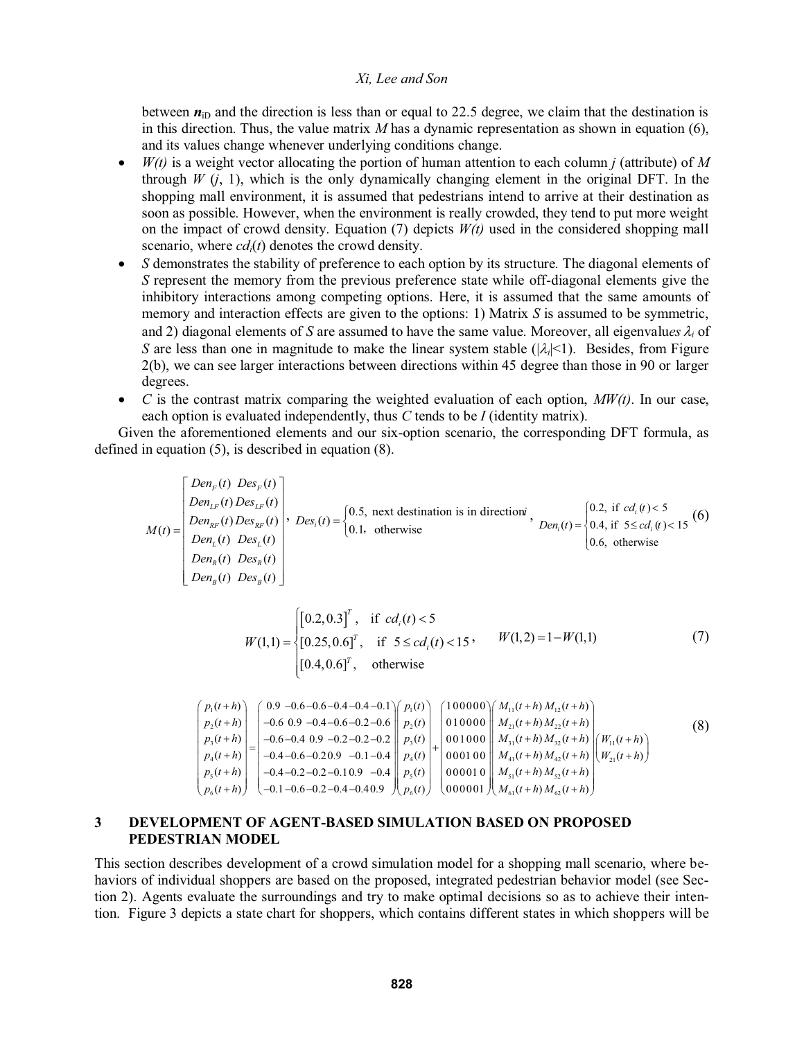between $\boldsymbol{n}_{iD}$ and the direction is less than or equal to 22.5 degree, we claim that the destination is in this direction. Thus, the value matrix $M$ has a dynamic representation as shown in equation (6), and its values change whenever underlying conditions change.

- $W(t)$ is a weight vector allocating the portion of human attention to each column $j$ (attribute) of $M$ through $W(j, 1)$, which is the only dynamically changing element in the original DFT. In the shopping mall environment, it is assumed that pedestrians intend to arrive at their destination as soon as possible. However, when the environment is really crowded, they tend to put more weight on the impact of crowd density. Equation (7) depicts $W(t)$ used in the considered shopping mall scenario, where $cd_i(t)$ denotes the crowd density.
- $S$ demonstrates the stability of preference to each option by its structure. The diagonal elements of $S$ represent the memory from the previous preference state while off-diagonal elements give the inhibitory interactions among competing options. Here, it is assumed that the same amounts of memory and interaction effects are given to the options: 1) Matrix $S$ is assumed to be symmetric, and 2) diagonal elements of $S$ are assumed to have the same value. Moreover, all eigenvalu*es* $\lambda_i$ of $S$ are less than one in magnitude to make the linear system stable ($|\lambda_i|<1$). Besides, from Figure 2(b), we can see larger interactions between directions within 45 degree than those in 90 or larger degrees.
- $C$ is the contrast matrix comparing the weighted evaluation of each option, $MW(t)$. In our case, each option is evaluated independently, thus $C$ tends to be $I$ (identity matrix).

Given the aforementioned elements and our six-option scenario, the corresponding DFT formula, as defined in equation (5), is described in equation (8).

$$M(t) = \begin{bmatrix} Den_F(t) & Des_F(t) \\ Den_{LF}(t) & Des_{LF}(t) \\ Den_{RF}(t) & Des_{RF}(t) \\ Den_L(t) & Des_L(t) \\ Den_R(t) & Des_R(t) \\ Den_B(t) & Des_B(t) \end{bmatrix}, \quad Des_i(t) = \begin{cases} 0.5, & \text{next destination is in direction } i \\ 0.1, & \text{otherwise} \end{cases}, \quad Den_i(t) = \begin{cases} 0.2, & \text{if } cd_i(t) < 5 \\ 0.4, & \text{if } 5 \le cd_i(t) < 15 \\ 0.6, & \text{otherwise} \end{cases} \tag{6}$$

$$W(1,1) = \begin{cases} [0.2, 0.3]^T, & \text{if } cd_i(t) < 5 \\ [0.25, 0.6]^T, & \text{if } 5 \le cd_i(t) < 15 \\ [0.4, 0.6]^T, & \text{otherwise} \end{cases}, \qquad W(1,2) = 1 - W(1,1) \tag{7}$$

$$\begin{pmatrix} p_1(t+h) \\ p_2(t+h) \\ p_3(t+h) \\ p_4(t+h) \\ p_5(t+h) \\ p_6(t+h) \end{pmatrix} = \begin{pmatrix} 0.9 & -0.6 & -0.6 & -0.4 & -0.4 & -0.1 \\ -0.6 & 0.9 & -0.4 & -0.6 & -0.2 & -0.6 \\ -0.6 & -0.4 & 0.9 & -0.2 & -0.2 & -0.2 \\ -0.4 & -0.6 & -0.2 & 0.9 & -0.1 & -0.4 \\ -0.4 & -0.2 & -0.2 & -0.1 & 0.9 & -0.4 \\ -0.1 & -0.6 & -0.2 & -0.4 & -0.4 & 0.9 \end{pmatrix} \begin{pmatrix} p_1(t) \\ p_2(t) \\ p_3(t) \\ p_4(t) \\ p_5(t) \\ p_6(t) \end{pmatrix} + \begin{pmatrix} 1&0&0&0&0&0 \\ 0&1&0&0&0&0 \\ 0&0&1&0&0&0 \\ 0&0&0&1&0&0 \\ 0&0&0&0&1&0 \\ 0&0&0&0&0&1 \end{pmatrix} \begin{pmatrix} M_{11}(t+h) & M_{12}(t+h) \\ M_{21}(t+h) & M_{22}(t+h) \\ M_{31}(t+h) & M_{32}(t+h) \\ M_{41}(t+h) & M_{42}(t+h) \\ M_{51}(t+h) & M_{52}(t+h) \\ M_{61}(t+h) & M_{62}(t+h) \end{pmatrix} \begin{pmatrix} W_{11}(t+h) \\ W_{21}(t+h) \end{pmatrix} \tag{8}$$

## 3 DEVELOPMENT OF AGENT-BASED SIMULATION BASED ON PROPOSED PEDESTRIAN MODEL

This section describes development of a crowd simulation model for a shopping mall scenario, where behaviors of individual shoppers are based on the proposed, integrated pedestrian behavior model (see Section 2). Agents evaluate the surroundings and try to make optimal decisions so as to achieve their intention. Figure 3 depicts a state chart for shoppers, which contains different states in which shoppers will be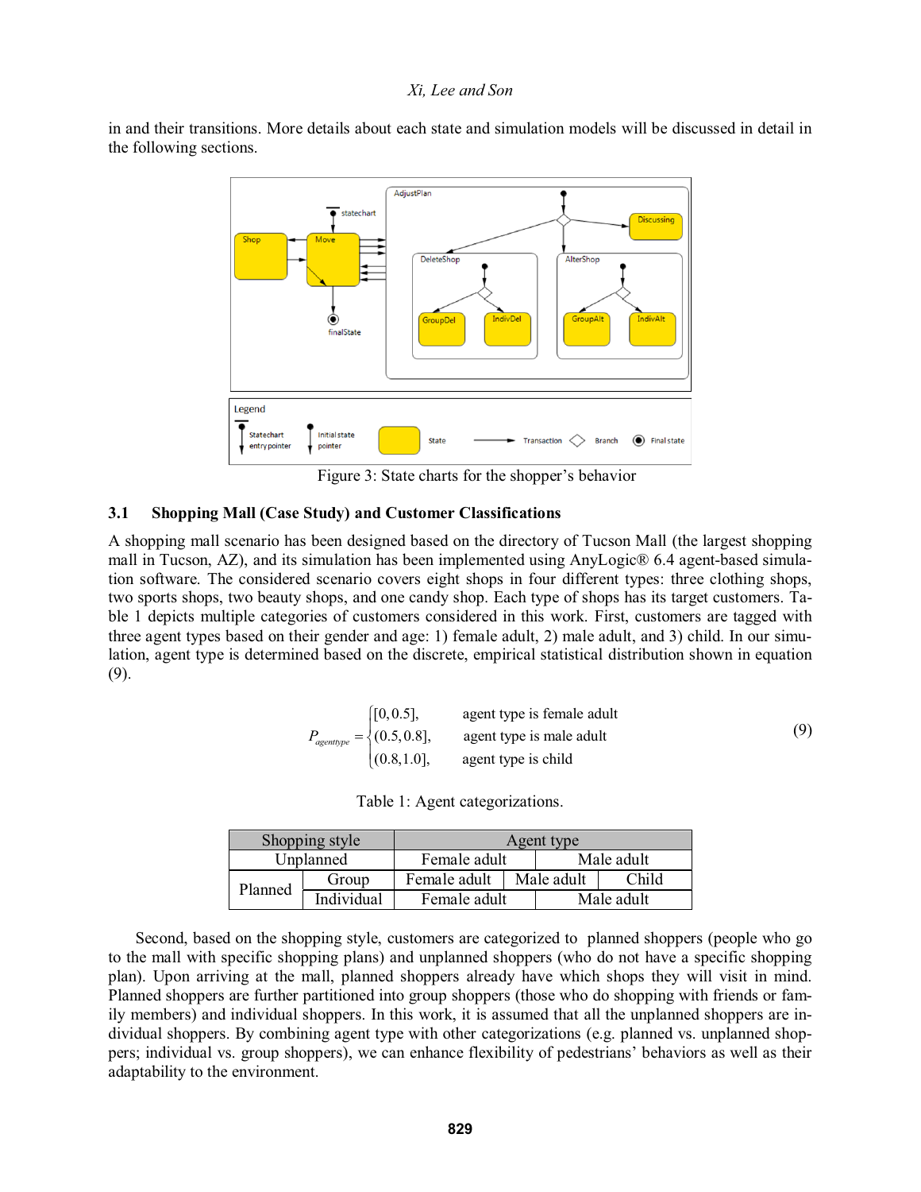in and their transitions. More details about each state and simulation models will be discussed in detail in the following sections.

Figure 3: State charts for the shopper's behavior

### 3.1 Shopping Mall (Case Study) and Customer Classifications

A shopping mall scenario has been designed based on the directory of Tucson Mall (the largest shopping mall in Tucson, AZ), and its simulation has been implemented using AnyLogic® 6.4 agent-based simulation software. The considered scenario covers eight shops in four different types: three clothing shops, two sports shops, two beauty shops, and one candy shop. Each type of shops has its target customers. Table 1 depicts multiple categories of customers considered in this work. First, customers are tagged with three agent types based on their gender and age: 1) female adult, 2) male adult, and 3) child. In our simulation, agent type is determined based on the discrete, empirical statistical distribution shown in equation (9).

$$P_{agenttype} = \begin{cases} [0, 0.5], & \text{agent type is female adult} \\ (0.5, 0.8], & \text{agent type is male adult} \\ (0.8, 1.0], & \text{agent type is child} \end{cases} \tag{9}$$

Table 1: Agent categorizations.

| Shopping style | | Agent type | | |
|---|---|---|---|---|
| Unplanned | | Female adult | Male adult | |
| Planned | Group | Female adult | Male adult | Child |
| | Individual | Female adult | Male adult | |

Second, based on the shopping style, customers are categorized to planned shoppers (people who go to the mall with specific shopping plans) and unplanned shoppers (who do not have a specific shopping plan). Upon arriving at the mall, planned shoppers already have which shops they will visit in mind. Planned shoppers are further partitioned into group shoppers (those who do shopping with friends or family members) and individual shoppers. In this work, it is assumed that all the unplanned shoppers are individual shoppers. By combining agent type with other categorizations (e.g. planned vs. unplanned shoppers; individual vs. group shoppers), we can enhance flexibility of pedestrians' behaviors as well as their adaptability to the environment.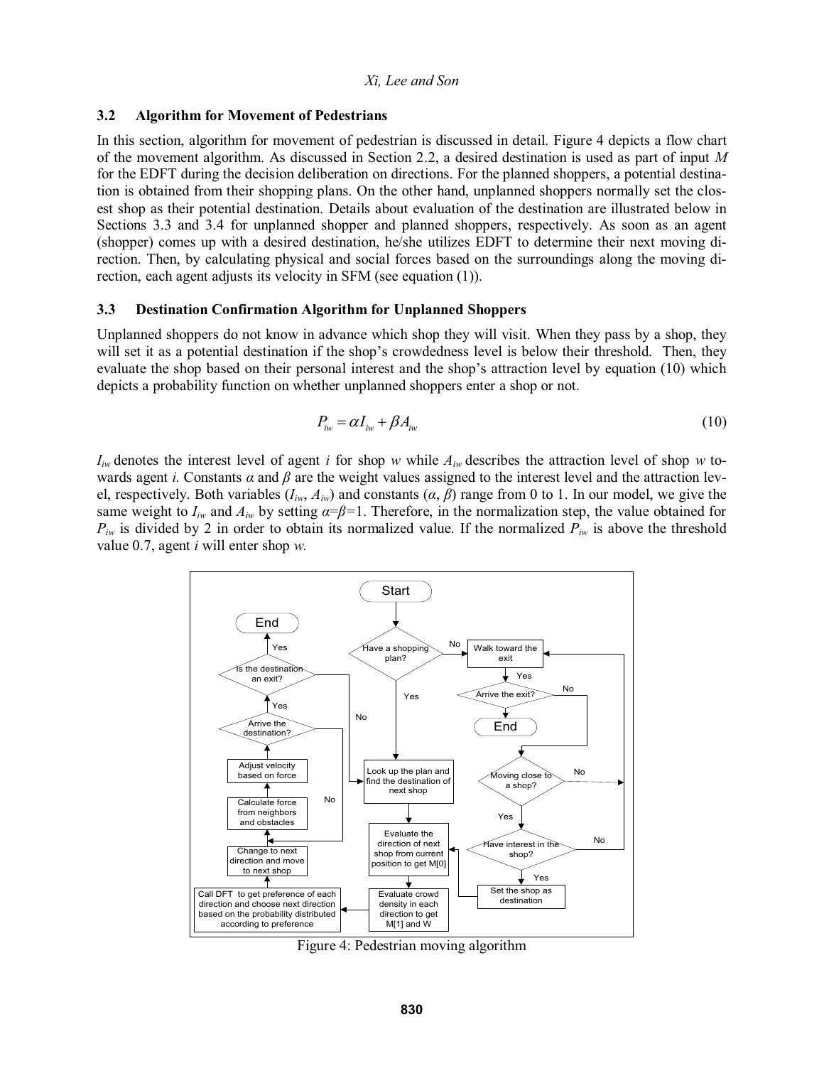### 3.2 Algorithm for Movement of Pedestrians

In this section, algorithm for movement of pedestrian is discussed in detail. Figure 4 depicts a flow chart of the movement algorithm. As discussed in Section 2.2, a desired destination is used as part of input $M$ for the EDFT during the decision deliberation on directions. For the planned shoppers, a potential destination is obtained from their shopping plans. On the other hand, unplanned shoppers normally set the closest shop as their potential destination. Details about evaluation of the destination are illustrated below in Sections 3.3 and 3.4 for unplanned shopper and planned shoppers, respectively. As soon as an agent (shopper) comes up with a desired destination, he/she utilizes EDFT to determine their next moving direction. Then, by calculating physical and social forces based on the surroundings along the moving direction, each agent adjusts its velocity in SFM (see equation (1)).

### 3.3 Destination Confirmation Algorithm for Unplanned Shoppers

Unplanned shoppers do not know in advance which shop they will visit. When they pass by a shop, they will set it as a potential destination if the shop's crowdedness level is below their threshold. Then, they evaluate the shop based on their personal interest and the shop's attraction level by equation (10) which depicts a probability function on whether unplanned shoppers enter a shop or not.

$$P_{iw} = \alpha I_{iw} + \beta A_{iw} \tag{10}$$

$I_{iw}$ denotes the interest level of agent $i$ for shop $w$ while $A_{iw}$ describes the attraction level of shop $w$ towards agent $i$. Constants $\alpha$ and $\beta$ are the weight values assigned to the interest level and the attraction level, respectively. Both variables ($I_{iw}$, $A_{iw}$) and constants ($\alpha$, $\beta$) range from 0 to 1. In our model, we give the same weight to $I_{iw}$ and $A_{iw}$ by setting $\alpha=\beta=1$. Therefore, in the normalization step, the value obtained for $P_{iw}$ is divided by 2 in order to obtain its normalized value. If the normalized $P_{iw}$ is above the threshold value 0.7, agent $i$ will enter shop $w$.

Figure 4: Pedestrian moving algorithm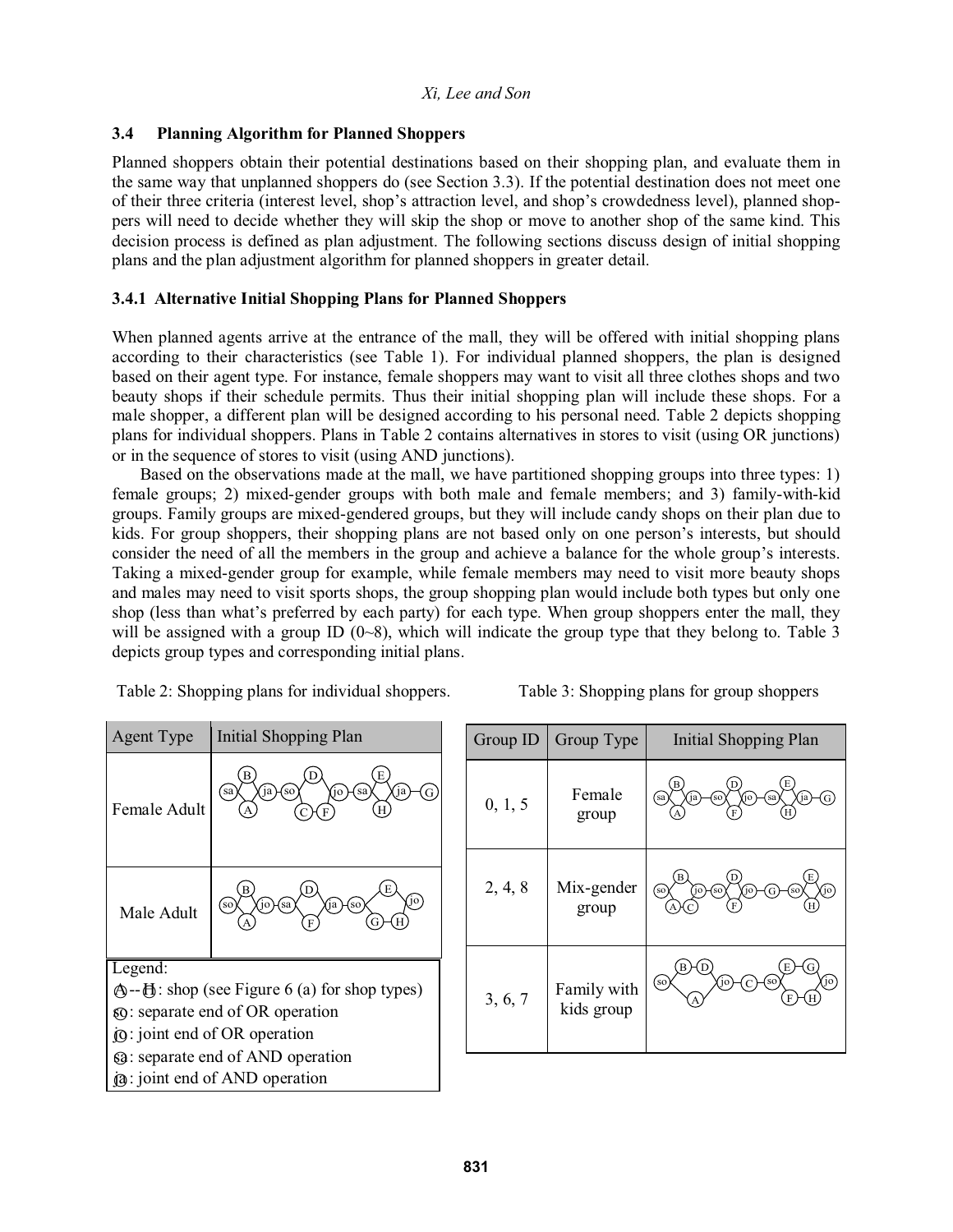### 3.4 Planning Algorithm for Planned Shoppers

Planned shoppers obtain their potential destinations based on their shopping plan, and evaluate them in the same way that unplanned shoppers do (see Section 3.3). If the potential destination does not meet one of their three criteria (interest level, shop's attraction level, and shop's crowdedness level), planned shoppers will need to decide whether they will skip the shop or move to another shop of the same kind. This decision process is defined as plan adjustment. The following sections discuss design of initial shopping plans and the plan adjustment algorithm for planned shoppers in greater detail.

#### 3.4.1 Alternative Initial Shopping Plans for Planned Shoppers

When planned agents arrive at the entrance of the mall, they will be offered with initial shopping plans according to their characteristics (see Table 1). For individual planned shoppers, the plan is designed based on their agent type. For instance, female shoppers may want to visit all three clothes shops and two beauty shops if their schedule permits. Thus their initial shopping plan will include these shops. For a male shopper, a different plan will be designed according to his personal need. Table 2 depicts shopping plans for individual shoppers. Plans in Table 2 contains alternatives in stores to visit (using OR junctions) or in the sequence of stores to visit (using AND junctions).

Based on the observations made at the mall, we have partitioned shopping groups into three types: 1) female groups; 2) mixed-gender groups with both male and female members; and 3) family-with-kid groups. Family groups are mixed-gendered groups, but they will include candy shops on their plan due to kids. For group shoppers, their shopping plans are not based only on one person's interests, but should consider the need of all the members in the group and achieve a balance for the whole group's interests. Taking a mixed-gender group for example, while female members may need to visit more beauty shops and males may need to visit sports shops, the group shopping plan would include both types but only one shop (less than what's preferred by each party) for each type. When group shoppers enter the mall, they will be assigned with a group ID (0~8), which will indicate the group type that they belong to. Table 3 depicts group types and corresponding initial plans.

Table 2: Shopping plans for individual shoppers.

| Agent Type | Initial Shopping Plan |
|---|---|
| Female Adult | sa – (B / A) – ja – so – (D / C–F) – jo – sa – (E / H) – ja – G |
| Male Adult | so – (B / A) – jo – sa – (D / F) – ja – so – (E / G–H) – jo |

Legend:
A -- H: shop (see Figure 6 (a) for shop types)
so: separate end of OR operation
jo: joint end of OR operation
sa: separate end of AND operation
ja: joint end of AND operation

Table 3: Shopping plans for group shoppers

| Group ID | Group Type | Initial Shopping Plan |
|---|---|---|
| 0, 1, 5 | Female group | sa – (B / A) – ja – so – (D / F) – jo – sa – (E / H) – ja – G |
| 2, 4, 8 | Mix-gender group | so – (B / A–C) – jo – so – (D / F) – jo – G – so – (E / H) – jo |
| 3, 6, 7 | Family with kids group | so – (B–D / A) – jo – C – so – (E–G / F–H) – jo |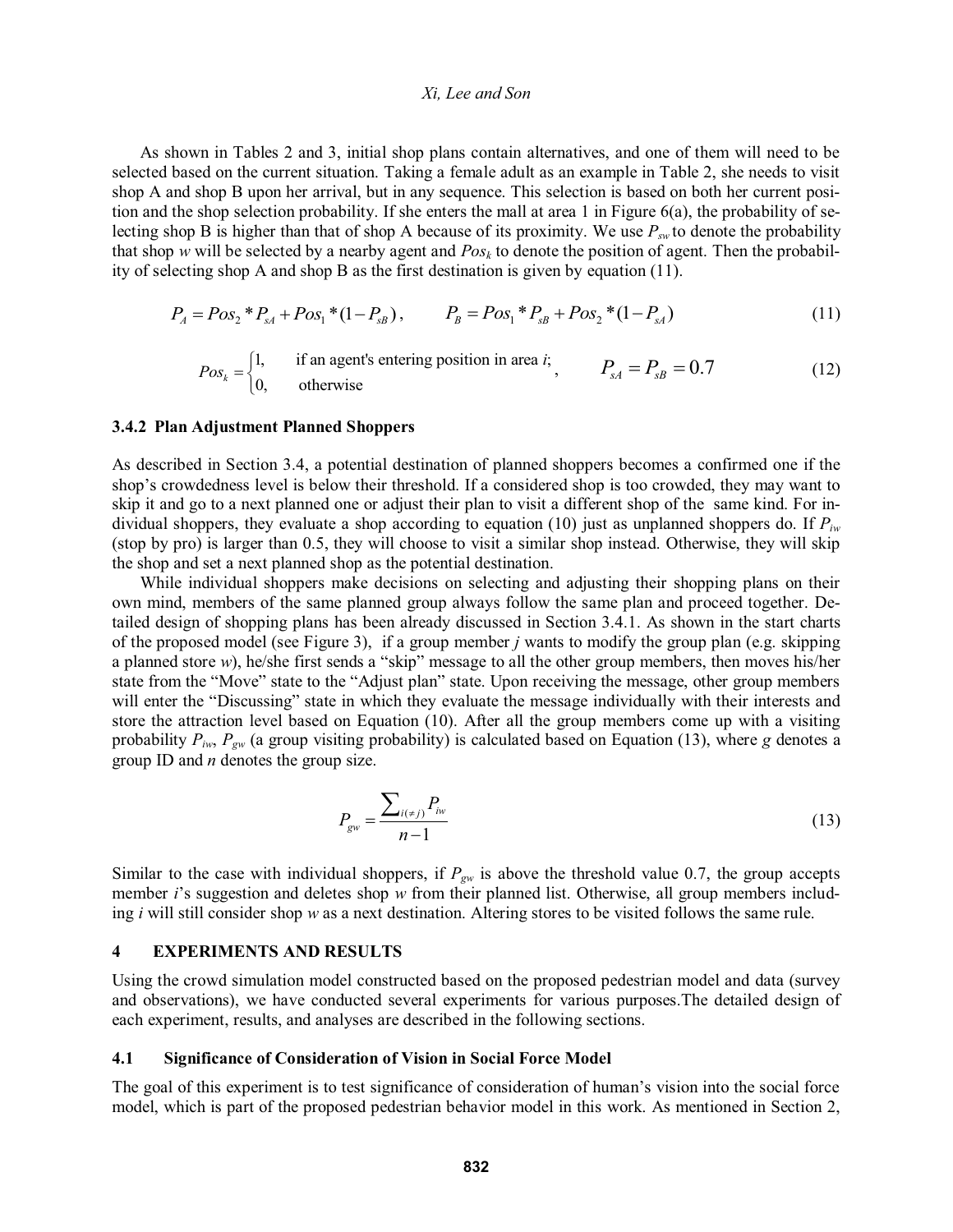As shown in Tables 2 and 3, initial shop plans contain alternatives, and one of them will need to be selected based on the current situation. Taking a female adult as an example in Table 2, she needs to visit shop A and shop B upon her arrival, but in any sequence. This selection is based on both her current position and the shop selection probability. If she enters the mall at area 1 in Figure 6(a), the probability of selecting shop B is higher than that of shop A because of its proximity. We use $P_{sw}$ to denote the probability that shop $w$ will be selected by a nearby agent and $Pos_k$ to denote the position of agent. Then the probability of selecting shop A and shop B as the first destination is given by equation (11).

$$P_A = Pos_2 * P_{sA} + Pos_1 * (1 - P_{sB}), \qquad P_B = Pos_1 * P_{sB} + Pos_2 * (1 - P_{sA}) \tag{11}$$

$$Pos_k = \begin{cases} 1, & \text{if an agent's entering position in area } i; \\ 0, & \text{otherwise} \end{cases}, \qquad P_{sA} = P_{sB} = 0.7 \tag{12}$$

### 3.4.2 Plan Adjustment Planned Shoppers

As described in Section 3.4, a potential destination of planned shoppers becomes a confirmed one if the shop's crowdedness level is below their threshold. If a considered shop is too crowded, they may want to skip it and go to a next planned one or adjust their plan to visit a different shop of the same kind. For individual shoppers, they evaluate a shop according to equation (10) just as unplanned shoppers do. If $P_{iw}$ (stop by pro) is larger than 0.5, they will choose to visit a similar shop instead. Otherwise, they will skip the shop and set a next planned shop as the potential destination.

While individual shoppers make decisions on selecting and adjusting their shopping plans on their own mind, members of the same planned group always follow the same plan and proceed together. Detailed design of shopping plans has been already discussed in Section 3.4.1. As shown in the start charts of the proposed model (see Figure 3), if a group member $j$ wants to modify the group plan (e.g. skipping a planned store $w$), he/she first sends a "skip" message to all the other group members, then moves his/her state from the "Move" state to the "Adjust plan" state. Upon receiving the message, other group members will enter the "Discussing" state in which they evaluate the message individually with their interests and store the attraction level based on Equation (10). After all the group members come up with a visiting probability $P_{iw}$, $P_{gw}$ (a group visiting probability) is calculated based on Equation (13), where $g$ denotes a group ID and $n$ denotes the group size.

$$P_{gw} = \frac{\sum_{i(\neq j)} P_{iw}}{n-1} \tag{13}$$

Similar to the case with individual shoppers, if $P_{gw}$ is above the threshold value 0.7, the group accepts member $i$'s suggestion and deletes shop $w$ from their planned list. Otherwise, all group members including $i$ will still consider shop $w$ as a next destination. Altering stores to be visited follows the same rule.

## 4 EXPERIMENTS AND RESULTS

Using the crowd simulation model constructed based on the proposed pedestrian model and data (survey and observations), we have conducted several experiments for various purposes.The detailed design of each experiment, results, and analyses are described in the following sections.

### 4.1 Significance of Consideration of Vision in Social Force Model

The goal of this experiment is to test significance of consideration of human's vision into the social force model, which is part of the proposed pedestrian behavior model in this work. As mentioned in Section 2,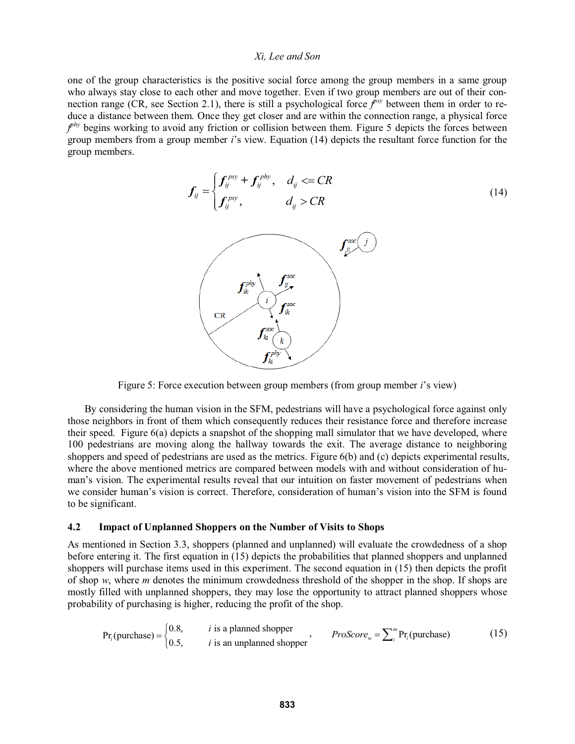one of the group characteristics is the positive social force among the group members in a same group who always stay close to each other and move together. Even if two group members are out of their connection range (CR, see Section 2.1), there is still a psychological force $f^{psy}$ between them in order to reduce a distance between them. Once they get closer and are within the connection range, a physical force $f^{phy}$ begins working to avoid any friction or collision between them. Figure 5 depicts the forces between group members from a group member $i$'s view. Equation (14) depicts the resultant force function for the group members.

$$\boldsymbol{f}_{ij} = \begin{cases} \boldsymbol{f}_{ij}^{psy} + \boldsymbol{f}_{ij}^{phy}, & d_{ij} <= CR \\ \boldsymbol{f}_{ij}^{psy}, & d_{ij} > CR \end{cases} \tag{14}$$

Figure 5: Force execution between group members (from group member $i$'s view)

By considering the human vision in the SFM, pedestrians will have a psychological force against only those neighbors in front of them which consequently reduces their resistance force and therefore increase their speed. Figure 6(a) depicts a snapshot of the shopping mall simulator that we have developed, where 100 pedestrians are moving along the hallway towards the exit. The average distance to neighboring shoppers and speed of pedestrians are used as the metrics. Figure 6(b) and (c) depicts experimental results, where the above mentioned metrics are compared between models with and without consideration of human's vision. The experimental results reveal that our intuition on faster movement of pedestrians when we consider human's vision is correct. Therefore, consideration of human's vision into the SFM is found to be significant.

### 4.2 Impact of Unplanned Shoppers on the Number of Visits to Shops

As mentioned in Section 3.3, shoppers (planned and unplanned) will evaluate the crowdedness of a shop before entering it. The first equation in (15) depicts the probabilities that planned shoppers and unplanned shoppers will purchase items used in this experiment. The second equation in (15) then depicts the profit of shop $w$, where $m$ denotes the minimum crowdedness threshold of the shopper in the shop. If shops are mostly filled with unplanned shoppers, they may lose the opportunity to attract planned shoppers whose probability of purchasing is higher, reducing the profit of the shop.

$$\Pr_i(\text{purchase}) = \begin{cases} 0.8, & i \text{ is a planned shopper} \\ 0.5, & i \text{ is an unplanned shopper} \end{cases}, \qquad ProScore_w = \sum_i^m \Pr_i(\text{purchase}) \tag{15}$$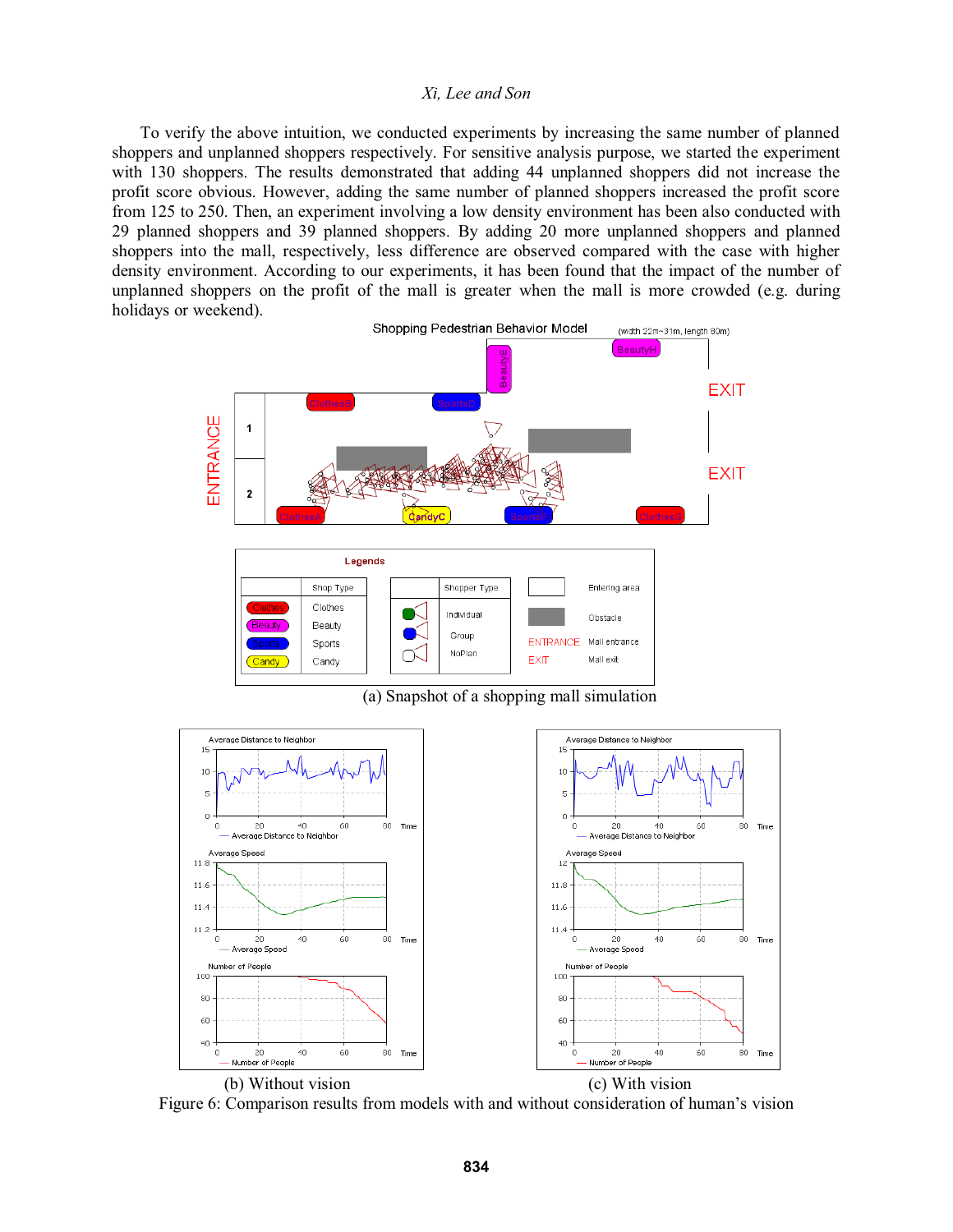To verify the above intuition, we conducted experiments by increasing the same number of planned shoppers and unplanned shoppers respectively. For sensitive analysis purpose, we started the experiment with 130 shoppers. The results demonstrated that adding 44 unplanned shoppers did not increase the profit score obvious. However, adding the same number of planned shoppers increased the profit score from 125 to 250. Then, an experiment involving a low density environment has been also conducted with 29 planned shoppers and 39 planned shoppers. By adding 20 more unplanned shoppers and planned shoppers into the mall, respectively, less difference are observed compared with the case with higher density environment. According to our experiments, it has been found that the impact of the number of unplanned shoppers on the profit of the mall is greater when the mall is more crowded (e.g. during holidays or weekend).

(a) Snapshot of a shopping mall simulation

(b) Without vision

(c) With vision

Figure 6: Comparison results from models with and without consideration of human's vision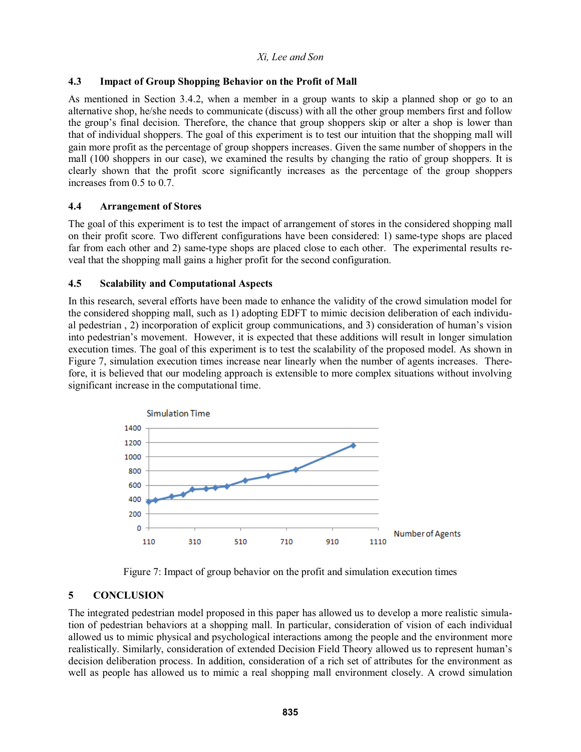### 4.3 Impact of Group Shopping Behavior on the Profit of Mall

As mentioned in Section 3.4.2, when a member in a group wants to skip a planned shop or go to an alternative shop, he/she needs to communicate (discuss) with all the other group members first and follow the group's final decision. Therefore, the chance that group shoppers skip or alter a shop is lower than that of individual shoppers. The goal of this experiment is to test our intuition that the shopping mall will gain more profit as the percentage of group shoppers increases. Given the same number of shoppers in the mall (100 shoppers in our case), we examined the results by changing the ratio of group shoppers. It is clearly shown that the profit score significantly increases as the percentage of the group shoppers increases from 0.5 to 0.7.

### 4.4 Arrangement of Stores

The goal of this experiment is to test the impact of arrangement of stores in the considered shopping mall on their profit score. Two different configurations have been considered: 1) same-type shops are placed far from each other and 2) same-type shops are placed close to each other. The experimental results reveal that the shopping mall gains a higher profit for the second configuration.

### 4.5 Scalability and Computational Aspects

In this research, several efforts have been made to enhance the validity of the crowd simulation model for the considered shopping mall, such as 1) adopting EDFT to mimic decision deliberation of each individual pedestrian , 2) incorporation of explicit group communications, and 3) consideration of human's vision into pedestrian's movement. However, it is expected that these additions will result in longer simulation execution times. The goal of this experiment is to test the scalability of the proposed model. As shown in Figure 7, simulation execution times increase near linearly when the number of agents increases. Therefore, it is believed that our modeling approach is extensible to more complex situations without involving significant increase in the computational time.

Figure 7: Impact of group behavior on the profit and simulation execution times

## 5 CONCLUSION

The integrated pedestrian model proposed in this paper has allowed us to develop a more realistic simulation of pedestrian behaviors at a shopping mall. In particular, consideration of vision of each individual allowed us to mimic physical and psychological interactions among the people and the environment more realistically. Similarly, consideration of extended Decision Field Theory allowed us to represent human's decision deliberation process. In addition, consideration of a rich set of attributes for the environment as well as people has allowed us to mimic a real shopping mall environment closely. A crowd simulation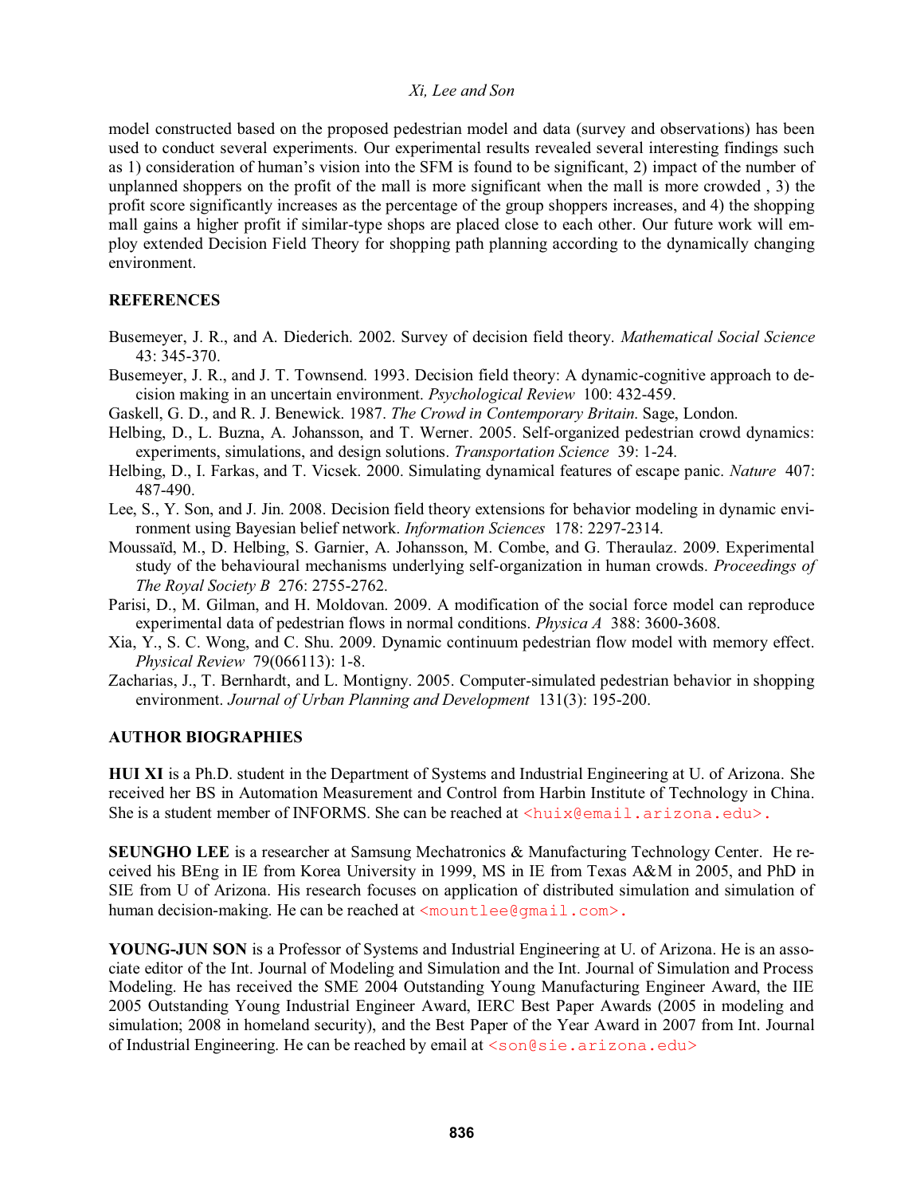model constructed based on the proposed pedestrian model and data (survey and observations) has been used to conduct several experiments. Our experimental results revealed several interesting findings such as 1) consideration of human's vision into the SFM is found to be significant, 2) impact of the number of unplanned shoppers on the profit of the mall is more significant when the mall is more crowded , 3) the profit score significantly increases as the percentage of the group shoppers increases, and 4) the shopping mall gains a higher profit if similar-type shops are placed close to each other. Our future work will employ extended Decision Field Theory for shopping path planning according to the dynamically changing environment.

## REFERENCES

Busemeyer, J. R., and A. Diederich. 2002. Survey of decision field theory. *Mathematical Social Science* 43: 345-370.

Busemeyer, J. R., and J. T. Townsend. 1993. Decision field theory: A dynamic-cognitive approach to decision making in an uncertain environment. *Psychological Review* 100: 432-459.

Gaskell, G. D., and R. J. Benewick. 1987. *The Crowd in Contemporary Britain*. Sage, London.

Helbing, D., L. Buzna, A. Johansson, and T. Werner. 2005. Self-organized pedestrian crowd dynamics: experiments, simulations, and design solutions. *Transportation Science* 39: 1-24.

Helbing, D., I. Farkas, and T. Vicsek. 2000. Simulating dynamical features of escape panic. *Nature* 407: 487-490.

Lee, S., Y. Son, and J. Jin. 2008. Decision field theory extensions for behavior modeling in dynamic environment using Bayesian belief network. *Information Sciences* 178: 2297-2314.

Moussaïd, M., D. Helbing, S. Garnier, A. Johansson, M. Combe, and G. Theraulaz. 2009. Experimental study of the behavioural mechanisms underlying self-organization in human crowds. *Proceedings of The Royal Society B* 276: 2755-2762.

Parisi, D., M. Gilman, and H. Moldovan. 2009. A modification of the social force model can reproduce experimental data of pedestrian flows in normal conditions. *Physica A* 388: 3600-3608.

Xia, Y., S. C. Wong, and C. Shu. 2009. Dynamic continuum pedestrian flow model with memory effect. *Physical Review* 79(066113): 1-8.

Zacharias, J., T. Bernhardt, and L. Montigny. 2005. Computer-simulated pedestrian behavior in shopping environment. *Journal of Urban Planning and Development* 131(3): 195-200.

## AUTHOR BIOGRAPHIES

**HUI XI** is a Ph.D. student in the Department of Systems and Industrial Engineering at U. of Arizona. She received her BS in Automation Measurement and Control from Harbin Institute of Technology in China. She is a student member of INFORMS. She can be reached at <huix@email.arizona.edu>.

**SEUNGHO LEE** is a researcher at Samsung Mechatronics & Manufacturing Technology Center. He received his BEng in IE from Korea University in 1999, MS in IE from Texas A&M in 2005, and PhD in SIE from U of Arizona. His research focuses on application of distributed simulation and simulation of human decision-making. He can be reached at <mountlee@gmail.com>.

**YOUNG-JUN SON** is a Professor of Systems and Industrial Engineering at U. of Arizona. He is an associate editor of the Int. Journal of Modeling and Simulation and the Int. Journal of Simulation and Process Modeling. He has received the SME 2004 Outstanding Young Manufacturing Engineer Award, the IIE 2005 Outstanding Young Industrial Engineer Award, IERC Best Paper Awards (2005 in modeling and simulation; 2008 in homeland security), and the Best Paper of the Year Award in 2007 from Int. Journal of Industrial Engineering. He can be reached by email at <son@sie.arizona.edu>